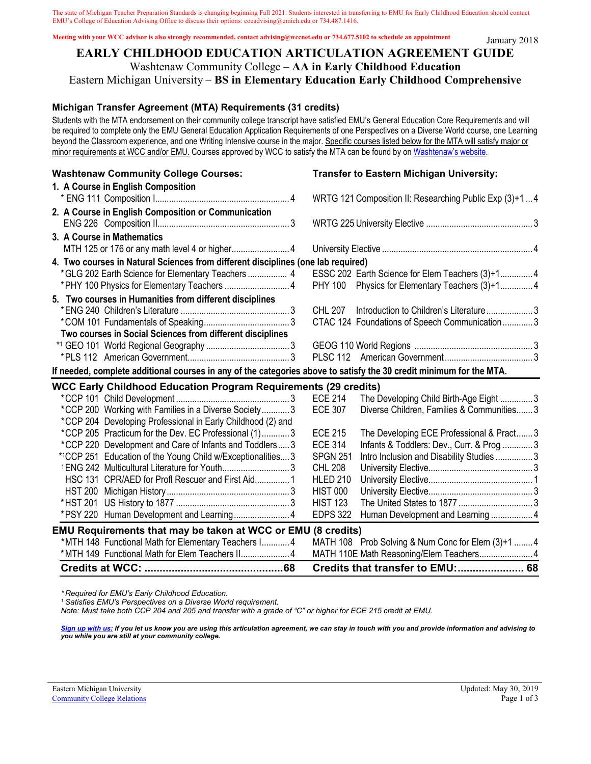The state of Michigan Teacher Preparation Standards is changing beginning Fall 2021. Students interested in transferring to EMU for Early Childhood Education should contact EMU's College of Education Advising Office to discuss their options: coeadvising@emich.edu or 734.487.1416.

**Meeting with your WCC advisor is also strongly recommended, contact advising@wccnet.edu or 734.677.5102 to schedule an appointment**

January 2018

# EARLY CHILDHOOD EDUCATION ARTICULATION AGREEMENT GUIDE

Washtenaw Community College – **AA in Early Childhood Education**
Eastern Michigan University – **BS in Elementary Education Early Childhood Comprehensive**

## Michigan Transfer Agreement (MTA) Requirements (31 credits)

Students with the MTA endorsement on their community college transcript have satisfied EMU's General Education Core Requirements and will be required to complete only the EMU General Education Application Requirements of one Perspectives on a Diverse World course, one Learning beyond the Classroom experience, and one Writing Intensive course in the major. Specific courses listed below for the MTA will satisfy major or minor requirements at WCC and/or EMU. Courses approved by WCC to satisfy the MTA can be found by on Washtenaw's website.

| Washtenaw Community College Courses: | Credits | Transfer to Eastern Michigan University: | Credits |
|---|---|---|---|
| **1. A Course in English Composition** | | | |
| *ENG 111 Composition I | 4 | WRTG 121 Composition II: Researching Public Exp (3)+1 | 4 |
| **2. A Course in English Composition or Communication** | | | |
| ENG 226 Composition II | 3 | WRTG 225 University Elective | 3 |
| **3. A Course in Mathematics** | | | |
| MTH 125 or 176 or any math level 4 or higher | 4 | University Elective | 4 |
| **4. Two courses in Natural Sciences from different disciplines (one lab required)** | | | |
| *GLG 202 Earth Science for Elementary Teachers | 4 | ESSC 202 Earth Science for Elem Teachers (3)+1 | 4 |
| *PHY 100 Physics for Elementary Teachers | 4 | PHY 100 Physics for Elementary Teachers (3)+1 | 4 |
| **5. Two courses in Humanities from different disciplines** | | | |
| *ENG 240 Children's Literature | 3 | CHL 207 Introduction to Children's Literature | 3 |
| *COM 101 Fundamentals of Speaking | 3 | CTAC 124 Foundations of Speech Communication | 3 |
| **Two courses in Social Sciences from different disciplines** | | | |
| *[1] GEO 101 World Regional Geography | 3 | GEOG 110 World Regions | 3 |
| *PLS 112 American Government | 3 | PLSC 112 American Government | 3 |

**If needed, complete additional courses in any of the categories above to satisfy the 30 credit minimum for the MTA.**

## WCC Early Childhood Education Program Requirements (29 credits)

| WCC Course | Credits | EMU Course | Credits |
|---|---|---|---|
| *CCP 101 Child Development | 3 | ECE 214 The Developing Child Birth-Age Eight | 3 |
| *CCP 200 Working with Families in a Diverse Society | 3 | ECE 307 Diverse Children, Families & Communities | 3 |
| *CCP 204 Developing Professional in Early Childhood (2) and *CCP 205 Practicum for the Dev. EC Professional (1) | 3 | ECE 215 The Developing ECE Professional & Pract | 3 |
| *CCP 220 Development and Care of Infants and Toddlers | 3 | ECE 314 Infants & Toddlers: Dev., Curr. & Prog | 3 |
| *[1]CCP 251 Education of the Young Child w/Exceptionalities | 3 | SPGN 251 Intro Inclusion and Disability Studies | 3 |
| [1]ENG 242 Multicultural Literature for Youth | 3 | CHL 208 University Elective | 3 |
| HSC 131 CPR/AED for Profl Rescuer and First Aid | 1 | HLED 210 University Elective | 1 |
| HST 200 Michigan History | 3 | HIST 000 University Elective | 3 |
| *HST 201 US History to 1877 | 3 | HIST 123 The United States to 1877 | 3 |
| *PSY 220 Human Development and Learning | 4 | EDPS 322 Human Development and Learning | 4 |

## EMU Requirements that may be taken at WCC or EMU (8 credits)

| WCC Course | Credits | EMU Course | Credits |
|---|---|---|---|
| *MTH 148 Functional Math for Elementary Teachers I | 4 | MATH 108 Prob Solving & Num Conc for Elem (3)+1 | 4 |
| *MTH 149 Functional Math for Elem Teachers II | 4 | MATH 110E Math Reasoning/Elem Teachers | 4 |
| **Credits at WCC:** | **68** | **Credits that transfer to EMU:** | **68** |

*\* Required for EMU's Early Childhood Education.*
*[1] Satisfies EMU's Perspectives on a Diverse World requirement.*
*Note: Must take both CCP 204 and 205 and transfer with a grade of "C" or higher for ECE 215 credit at EMU.*

***Sign up with us:** If you let us know you are using this articulation agreement, we can stay in touch with you and provide information and advising to you while you are still at your community college.*

Eastern Michigan University
Community College Relations

Updated: May 30, 2019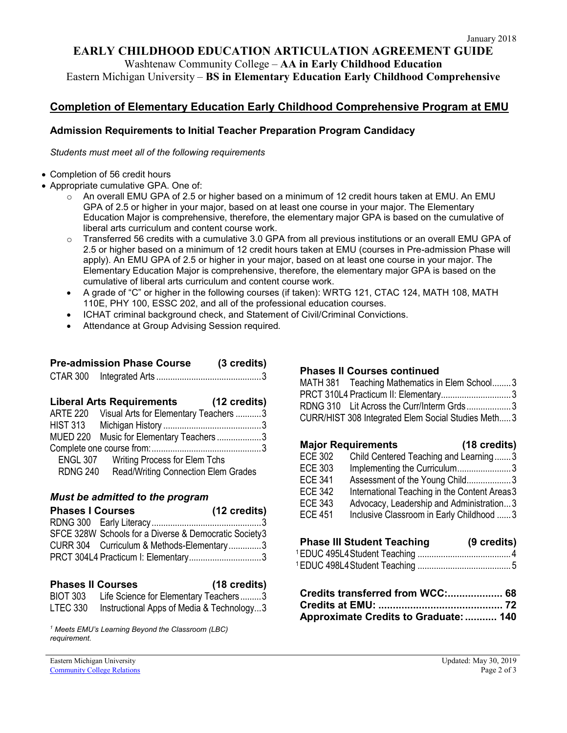January 2018

# EARLY CHILDHOOD EDUCATION ARTICULATION AGREEMENT GUIDE

Washtenaw Community College – **AA in Early Childhood Education**

Eastern Michigan University – **BS in Elementary Education Early Childhood Comprehensive**

## Completion of Elementary Education Early Childhood Comprehensive Program at EMU

### Admission Requirements to Initial Teacher Preparation Program Candidacy

*Students must meet all of the following requirements*

- Completion of 56 credit hours
- Appropriate cumulative GPA. One of:
  - An overall EMU GPA of 2.5 or higher based on a minimum of 12 credit hours taken at EMU. An EMU GPA of 2.5 or higher in your major, based on at least one course in your major. The Elementary Education Major is comprehensive, therefore, the elementary major GPA is based on the cumulative of liberal arts curriculum and content course work.
  - Transferred 56 credits with a cumulative 3.0 GPA from all previous institutions or an overall EMU GPA of 2.5 or higher based on a minimum of 12 credit hours taken at EMU (courses in Pre-admission Phase will apply). An EMU GPA of 2.5 or higher in your major, based on at least one course in your major. The Elementary Education Major is comprehensive, therefore, the elementary major GPA is based on the cumulative of liberal arts curriculum and content course work.
  - A grade of "C" or higher in the following courses (if taken): WRTG 121, CTAC 124, MATH 108, MATH 110E, PHY 100, ESSC 202, and all of the professional education courses.
  - ICHAT criminal background check, and Statement of Civil/Criminal Convictions.
  - Attendance at Group Advising Session required.

**Pre-admission Phase Course (3 credits)**

CTAR 300 Integrated Arts ....3

**Liberal Arts Requirements (12 credits)**

ARTE 220 Visual Arts for Elementary Teachers ....3
HIST 313 Michigan History ....3
MUED 220 Music for Elementary Teachers ....3
Complete one course from: ....3
- ENGL 307 Writing Process for Elem Tchs
- RDNG 240 Read/Writing Connection Elem Grades

***Must be admitted to the program***

**Phases I Courses (12 credits)**

RDNG 300 Early Literacy ....3
SFCE 328W Schools for a Diverse & Democratic Society ....3
CURR 304 Curriculum & Methods-Elementary ....3
PRCT 304L4 Practicum I: Elementary ....3

**Phases II Courses (18 credits)**

BIOT 303 Life Science for Elementary Teachers ....3
LTEC 330 Instructional Apps of Media & Technology ....3

*[1] Meets EMU's Learning Beyond the Classroom (LBC) requirement.*

**Phases II Courses continued**

MATH 381 Teaching Mathematics in Elem School ....3
PRCT 310L4 Practicum II: Elementary ....3
RDNG 310 Lit Across the Curr/Interm Grds ....3
CURR/HIST 308 Integrated Elem Social Studies Meth ....3

**Major Requirements (18 credits)**

ECE 302 Child Centered Teaching and Learning ....3
ECE 303 Implementing the Curriculum ....3
ECE 341 Assessment of the Young Child ....3
ECE 342 International Teaching in the Content Areas ....3
ECE 343 Advocacy, Leadership and Administration ....3
ECE 451 Inclusive Classroom in Early Childhood ....3

**Phase III Student Teaching (9 credits)**

[1] EDUC 495L4 Student Teaching ....4
[1] EDUC 498L4 Student Teaching ....5

**Credits transferred from WCC: .... 68**
**Credits at EMU: .... 72**
**Approximate Credits to Graduate: .... 140**

Eastern Michigan University
Community College Relations

Updated: May 30, 2019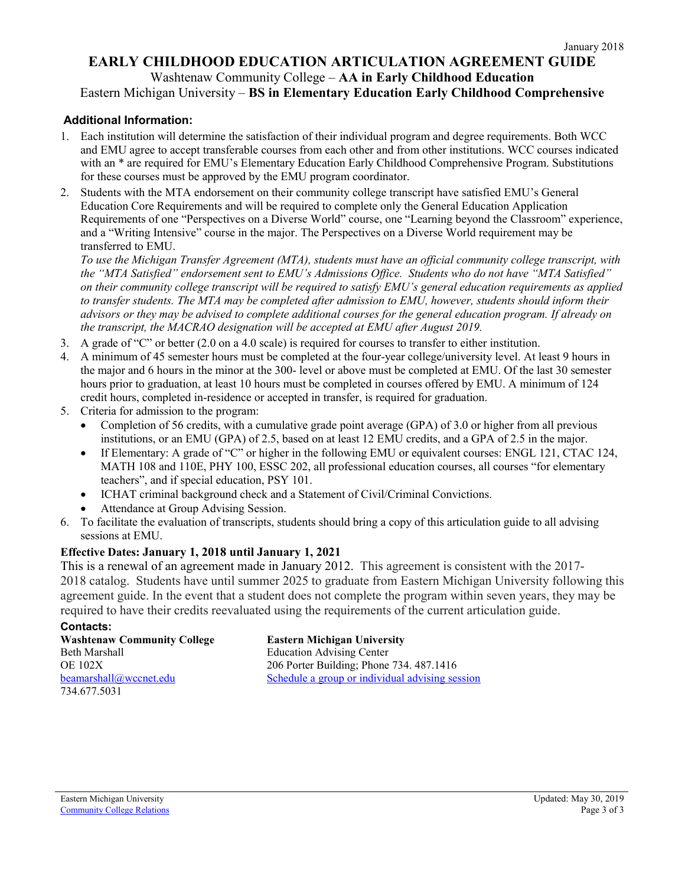January 2018

# EARLY CHILDHOOD EDUCATION ARTICULATION AGREEMENT GUIDE

Washtenaw Community College – **AA in Early Childhood Education**

Eastern Michigan University – **BS in Elementary Education Early Childhood Comprehensive**

### Additional Information:

1. Each institution will determine the satisfaction of their individual program and degree requirements. Both WCC and EMU agree to accept transferable courses from each other and from other institutions. WCC courses indicated with an * are required for EMU's Elementary Education Early Childhood Comprehensive Program. Substitutions for these courses must be approved by the EMU program coordinator.
2. Students with the MTA endorsement on their community college transcript have satisfied EMU's General Education Core Requirements and will be required to complete only the General Education Application Requirements of one "Perspectives on a Diverse World" course, one "Learning beyond the Classroom" experience, and a "Writing Intensive" course in the major. The Perspectives on a Diverse World requirement may be transferred to EMU.
   *To use the Michigan Transfer Agreement (MTA), students must have an official community college transcript, with the "MTA Satisfied" endorsement sent to EMU's Admissions Office. Students who do not have "MTA Satisfied" on their community college transcript will be required to satisfy EMU's general education requirements as applied to transfer students. The MTA may be completed after admission to EMU, however, students should inform their advisors or they may be advised to complete additional courses for the general education program. If already on the transcript, the MACRAO designation will be accepted at EMU after August 2019.*
3. A grade of "C" or better (2.0 on a 4.0 scale) is required for courses to transfer to either institution.
4. A minimum of 45 semester hours must be completed at the four-year college/university level. At least 9 hours in the major and 6 hours in the minor at the 300- level or above must be completed at EMU. Of the last 30 semester hours prior to graduation, at least 10 hours must be completed in courses offered by EMU. A minimum of 124 credit hours, completed in-residence or accepted in transfer, is required for graduation.
5. Criteria for admission to the program:
   - Completion of 56 credits, with a cumulative grade point average (GPA) of 3.0 or higher from all previous institutions, or an EMU (GPA) of 2.5, based on at least 12 EMU credits, and a GPA of 2.5 in the major.
   - If Elementary: A grade of "C" or higher in the following EMU or equivalent courses: ENGL 121, CTAC 124, MATH 108 and 110E, PHY 100, ESSC 202, all professional education courses, all courses "for elementary teachers", and if special education, PSY 101.
   - ICHAT criminal background check and a Statement of Civil/Criminal Convictions.
   - Attendance at Group Advising Session.
6. To facilitate the evaluation of transcripts, students should bring a copy of this articulation guide to all advising sessions at EMU.

**Effective Dates: January 1, 2018 until January 1, 2021**

This is a renewal of an agreement made in January 2012. This agreement is consistent with the 2017-2018 catalog. Students have until summer 2025 to graduate from Eastern Michigan University following this agreement guide. In the event that a student does not complete the program within seven years, they may be required to have their credits reevaluated using the requirements of the current articulation guide.

### Contacts:

**Washtenaw Community College**
Beth Marshall
OE 102X
beamarshall@wccnet.edu
734.677.5031

**Eastern Michigan University**
Education Advising Center
206 Porter Building; Phone 734. 487.1416
Schedule a group or individual advising session